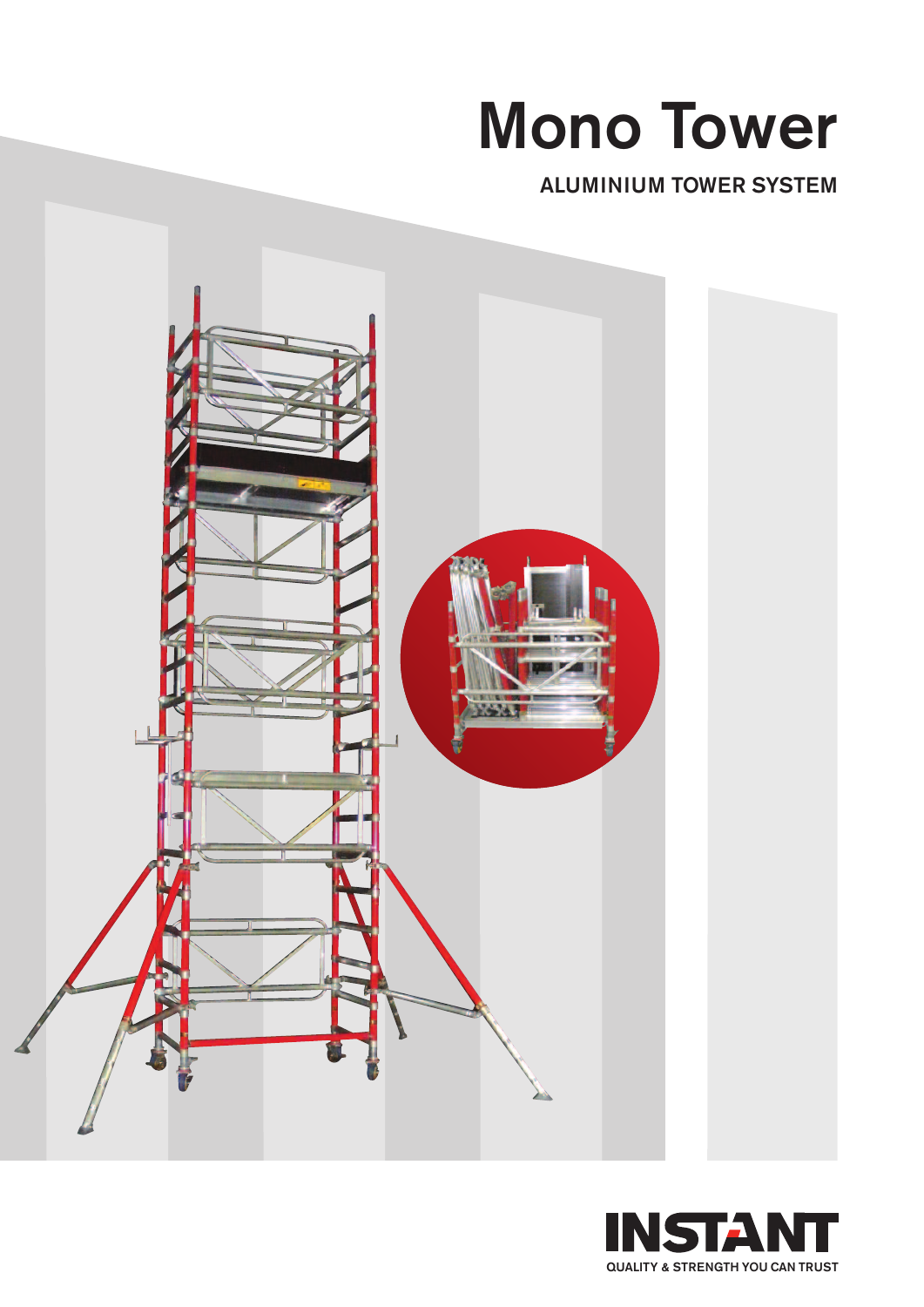# Mono Tower

**ALUMINIUM TOWER SYSTEM**

**INSTANT**

QUALITY & STRENGTH YOU CAN TRUST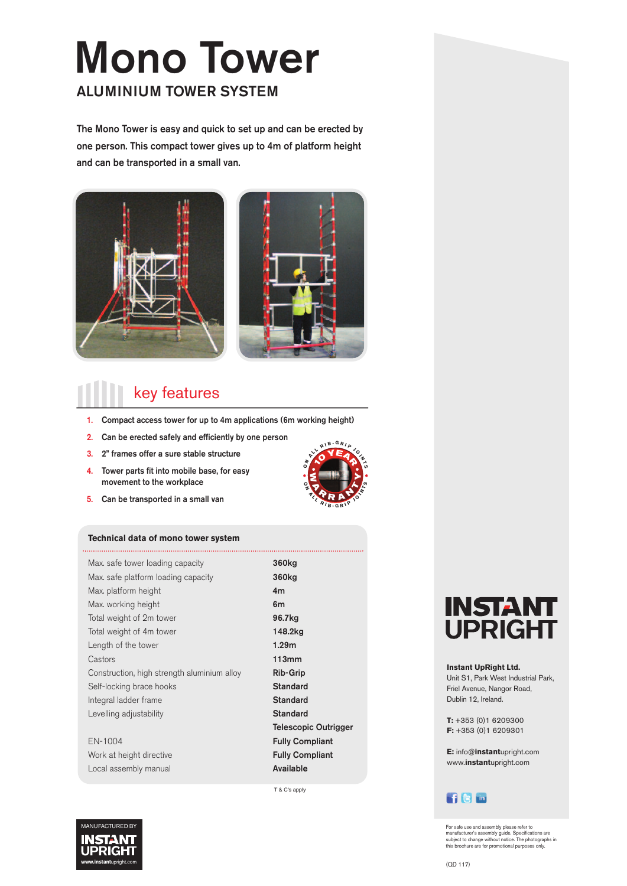# Mono Tower

## ALUMINIUM TOWER SYSTEM

**The Mono Tower is easy and quick to set up and can be erected by one person. This compact tower gives up to 4m of platform height and can be transported in a small van.**

## key features

1. Compact access tower for up to 4m applications (6m working height)
2. Can be erected safely and efficiently by one person
3. 2" frames offer a sure stable structure
4. Tower parts fit into mobile base, for easy movement to the workplace
5. Can be transported in a small van

ON ALL RIB-GRIP JOINTS 10 YEAR WARRANTY ON ALL RIB-GRIP JOINTS

### Technical data of mono tower system

| | |
|---|---|
| Max. safe tower loading capacity | **360kg** |
| Max. safe platform loading capacity | **360kg** |
| Max. platform height | **4m** |
| Max. working height | **6m** |
| Total weight of 2m tower | **96.7kg** |
| Total weight of 4m tower | **148.2kg** |
| Length of the tower | **1.29m** |
| Castors | **113mm** |
| Construction, high strength aluminium alloy | **Rib-Grip** |
| Self-locking brace hooks | **Standard** |
| Integral ladder frame | **Standard** |
| Levelling adjustability | **Standard** |
| | **Telescopic Outrigger** |
| EN-1004 | **Fully Compliant** |
| Work at height directive | **Fully Compliant** |
| Local assembly manual | **Available** |

T & C's apply

MANUFACTURED BY INSTANT UPRIGHT www.instantupright.com

INSTANT UPRIGHT

**Instant UpRight Ltd.**
Unit S1, Park West Industrial Park,
Friel Avenue, Nangor Road,
Dublin 12, Ireland.

**T:** +353 (0)1 6209300
**F:** +353 (0)1 6209301

**E:** info@**instant**upright.com
www.**instant**upright.com

For safe use and assembly please refer to manufacturer's assembly guide. Specifications are subject to change without notice. The photographs in this brochure are for promotional purposes only.

(QD 117)